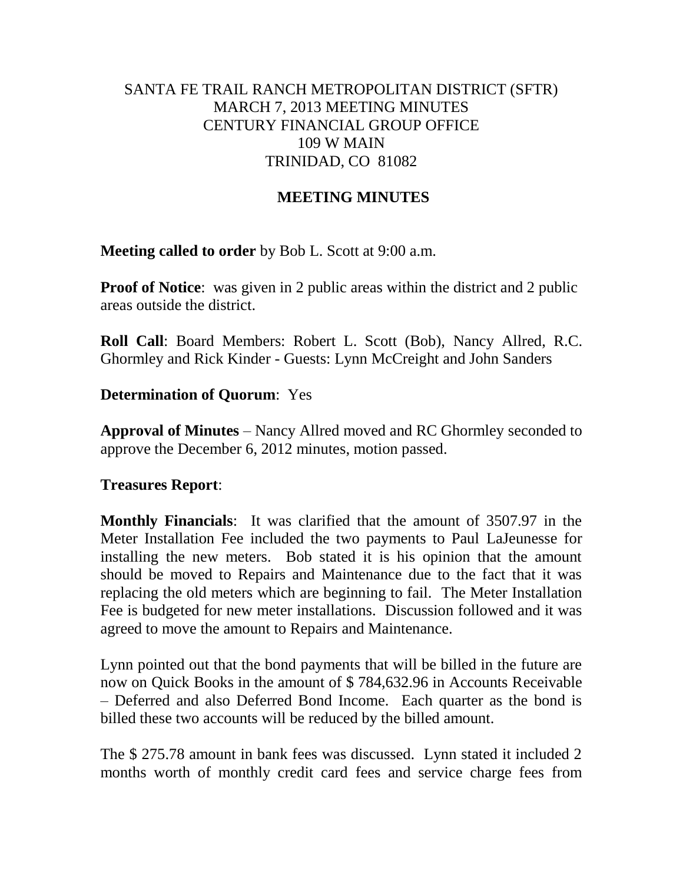SANTA FE TRAIL RANCH METROPOLITAN DISTRICT (SFTR)
MARCH 7, 2013 MEETING MINUTES
CENTURY FINANCIAL GROUP OFFICE
109 W MAIN
TRINIDAD, CO 81082

## MEETING MINUTES

**Meeting called to order** by Bob L. Scott at 9:00 a.m.

**Proof of Notice**: was given in 2 public areas within the district and 2 public areas outside the district.

**Roll Call**: Board Members: Robert L. Scott (Bob), Nancy Allred, R.C. Ghormley and Rick Kinder - Guests: Lynn McCreight and John Sanders

**Determination of Quorum**: Yes

**Approval of Minutes** – Nancy Allred moved and RC Ghormley seconded to approve the December 6, 2012 minutes, motion passed.

**Treasures Report**:

**Monthly Financials**: It was clarified that the amount of 3507.97 in the Meter Installation Fee included the two payments to Paul LaJeunesse for installing the new meters. Bob stated it is his opinion that the amount should be moved to Repairs and Maintenance due to the fact that it was replacing the old meters which are beginning to fail. The Meter Installation Fee is budgeted for new meter installations. Discussion followed and it was agreed to move the amount to Repairs and Maintenance.

Lynn pointed out that the bond payments that will be billed in the future are now on Quick Books in the amount of $ 784,632.96 in Accounts Receivable – Deferred and also Deferred Bond Income. Each quarter as the bond is billed these two accounts will be reduced by the billed amount.

The $ 275.78 amount in bank fees was discussed. Lynn stated it included 2 months worth of monthly credit card fees and service charge fees from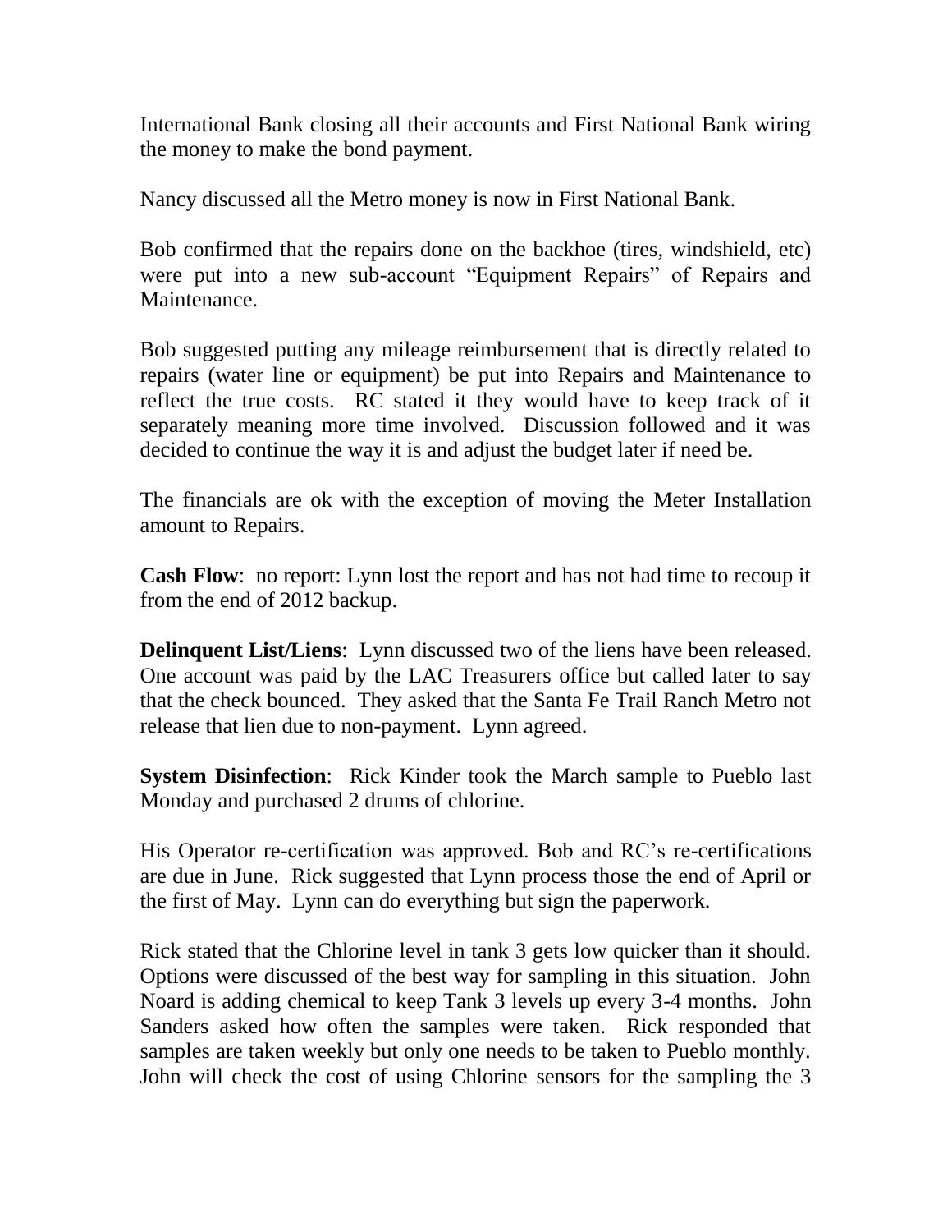International Bank closing all their accounts and First National Bank wiring the money to make the bond payment.

Nancy discussed all the Metro money is now in First National Bank.

Bob confirmed that the repairs done on the backhoe (tires, windshield, etc) were put into a new sub-account "Equipment Repairs" of Repairs and Maintenance.

Bob suggested putting any mileage reimbursement that is directly related to repairs (water line or equipment) be put into Repairs and Maintenance to reflect the true costs. RC stated it they would have to keep track of it separately meaning more time involved. Discussion followed and it was decided to continue the way it is and adjust the budget later if need be.

The financials are ok with the exception of moving the Meter Installation amount to Repairs.

**Cash Flow**: no report: Lynn lost the report and has not had time to recoup it from the end of 2012 backup.

**Delinquent List/Liens**: Lynn discussed two of the liens have been released. One account was paid by the LAC Treasurers office but called later to say that the check bounced. They asked that the Santa Fe Trail Ranch Metro not release that lien due to non-payment. Lynn agreed.

**System Disinfection**: Rick Kinder took the March sample to Pueblo last Monday and purchased 2 drums of chlorine.

His Operator re-certification was approved. Bob and RC's re-certifications are due in June. Rick suggested that Lynn process those the end of April or the first of May. Lynn can do everything but sign the paperwork.

Rick stated that the Chlorine level in tank 3 gets low quicker than it should. Options were discussed of the best way for sampling in this situation. John Noard is adding chemical to keep Tank 3 levels up every 3-4 months. John Sanders asked how often the samples were taken. Rick responded that samples are taken weekly but only one needs to be taken to Pueblo monthly. John will check the cost of using Chlorine sensors for the sampling the 3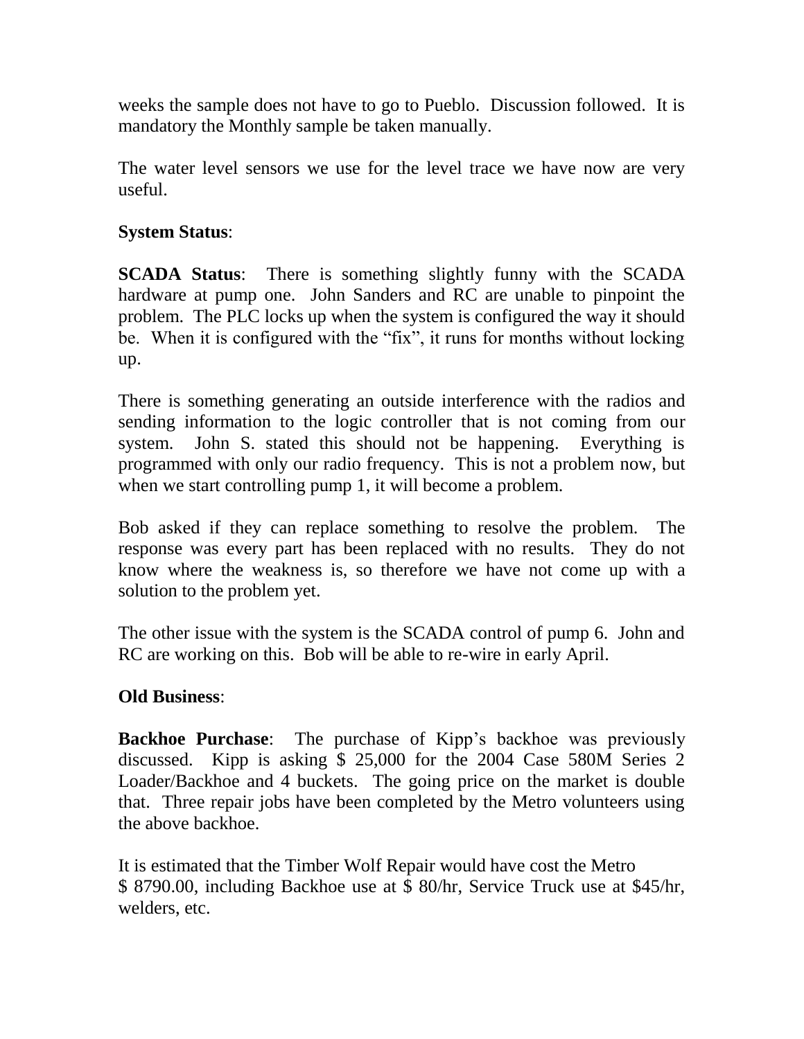weeks the sample does not have to go to Pueblo. Discussion followed. It is mandatory the Monthly sample be taken manually.

The water level sensors we use for the level trace we have now are very useful.

**System Status**:

**SCADA Status**: There is something slightly funny with the SCADA hardware at pump one. John Sanders and RC are unable to pinpoint the problem. The PLC locks up when the system is configured the way it should be. When it is configured with the "fix", it runs for months without locking up.

There is something generating an outside interference with the radios and sending information to the logic controller that is not coming from our system. John S. stated this should not be happening. Everything is programmed with only our radio frequency. This is not a problem now, but when we start controlling pump 1, it will become a problem.

Bob asked if they can replace something to resolve the problem. The response was every part has been replaced with no results. They do not know where the weakness is, so therefore we have not come up with a solution to the problem yet.

The other issue with the system is the SCADA control of pump 6. John and RC are working on this. Bob will be able to re-wire in early April.

**Old Business**:

**Backhoe Purchase**: The purchase of Kipp's backhoe was previously discussed. Kipp is asking $ 25,000 for the 2004 Case 580M Series 2 Loader/Backhoe and 4 buckets. The going price on the market is double that. Three repair jobs have been completed by the Metro volunteers using the above backhoe.

It is estimated that the Timber Wolf Repair would have cost the Metro $ 8790.00, including Backhoe use at $ 80/hr, Service Truck use at $45/hr, welders, etc.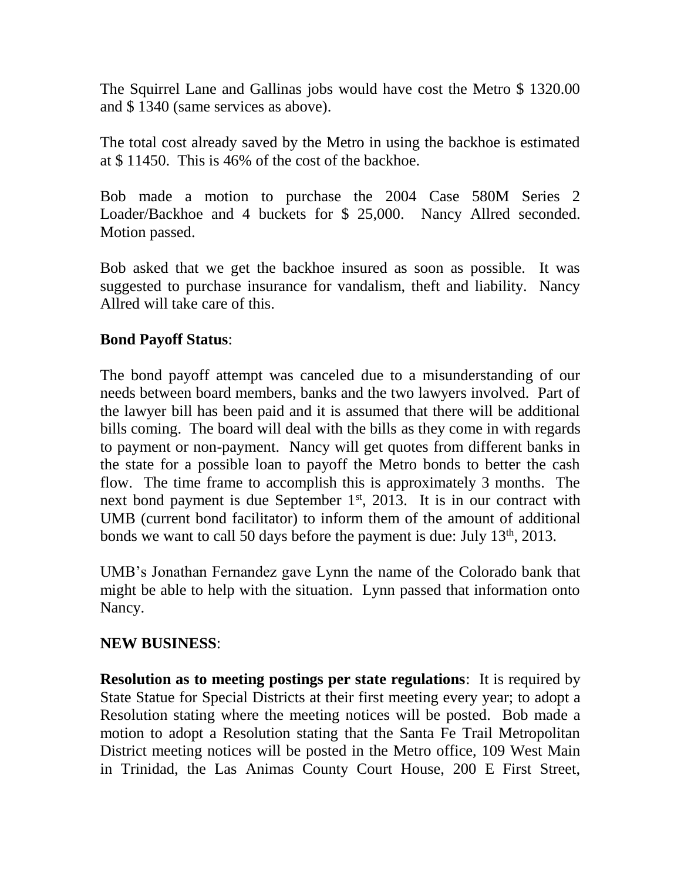The Squirrel Lane and Gallinas jobs would have cost the Metro $ 1320.00 and $ 1340 (same services as above).

The total cost already saved by the Metro in using the backhoe is estimated at $ 11450. This is 46% of the cost of the backhoe.

Bob made a motion to purchase the 2004 Case 580M Series 2 Loader/Backhoe and 4 buckets for $ 25,000. Nancy Allred seconded. Motion passed.

Bob asked that we get the backhoe insured as soon as possible. It was suggested to purchase insurance for vandalism, theft and liability. Nancy Allred will take care of this.

**Bond Payoff Status**:

The bond payoff attempt was canceled due to a misunderstanding of our needs between board members, banks and the two lawyers involved. Part of the lawyer bill has been paid and it is assumed that there will be additional bills coming. The board will deal with the bills as they come in with regards to payment or non-payment. Nancy will get quotes from different banks in the state for a possible loan to payoff the Metro bonds to better the cash flow. The time frame to accomplish this is approximately 3 months. The next bond payment is due September 1st, 2013. It is in our contract with UMB (current bond facilitator) to inform them of the amount of additional bonds we want to call 50 days before the payment is due: July 13th, 2013.

UMB's Jonathan Fernandez gave Lynn the name of the Colorado bank that might be able to help with the situation. Lynn passed that information onto Nancy.

**NEW BUSINESS**:

**Resolution as to meeting postings per state regulations**: It is required by State Statue for Special Districts at their first meeting every year; to adopt a Resolution stating where the meeting notices will be posted. Bob made a motion to adopt a Resolution stating that the Santa Fe Trail Metropolitan District meeting notices will be posted in the Metro office, 109 West Main in Trinidad, the Las Animas County Court House, 200 E First Street,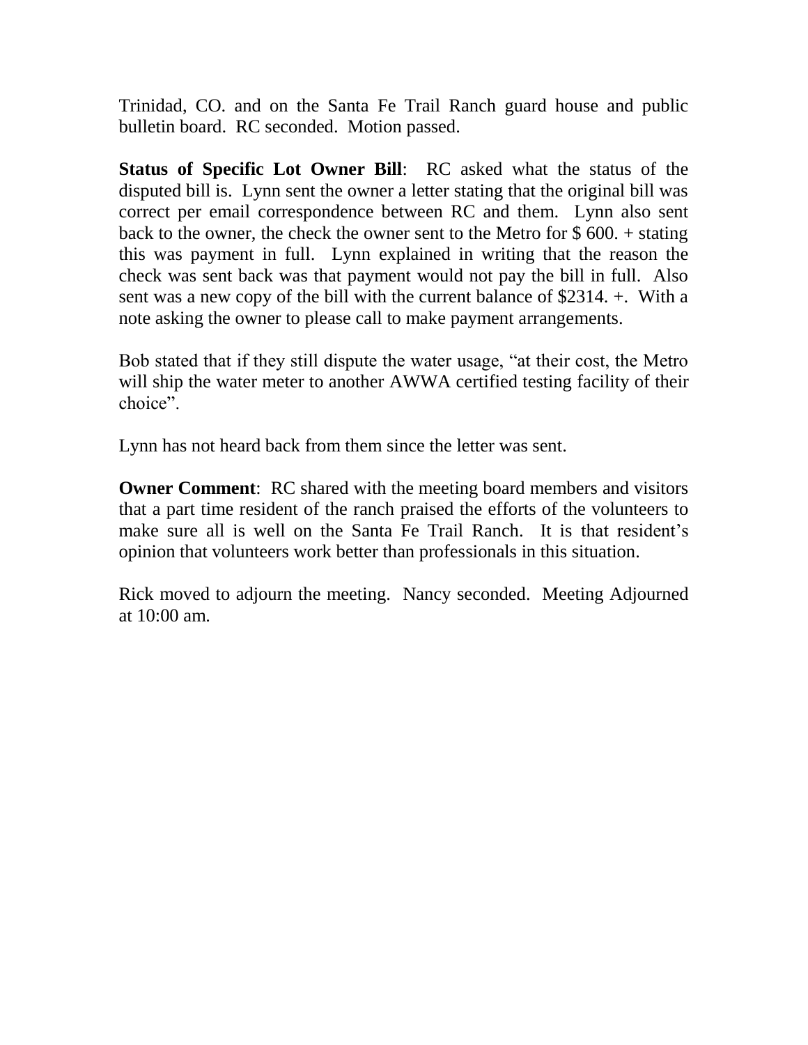Trinidad, CO. and on the Santa Fe Trail Ranch guard house and public bulletin board. RC seconded. Motion passed.

**Status of Specific Lot Owner Bill**: RC asked what the status of the disputed bill is. Lynn sent the owner a letter stating that the original bill was correct per email correspondence between RC and them. Lynn also sent back to the owner, the check the owner sent to the Metro for $ 600. + stating this was payment in full. Lynn explained in writing that the reason the check was sent back was that payment would not pay the bill in full. Also sent was a new copy of the bill with the current balance of $2314. +. With a note asking the owner to please call to make payment arrangements.

Bob stated that if they still dispute the water usage, "at their cost, the Metro will ship the water meter to another AWWA certified testing facility of their choice".

Lynn has not heard back from them since the letter was sent.

**Owner Comment**: RC shared with the meeting board members and visitors that a part time resident of the ranch praised the efforts of the volunteers to make sure all is well on the Santa Fe Trail Ranch. It is that resident's opinion that volunteers work better than professionals in this situation.

Rick moved to adjourn the meeting. Nancy seconded. Meeting Adjourned at 10:00 am.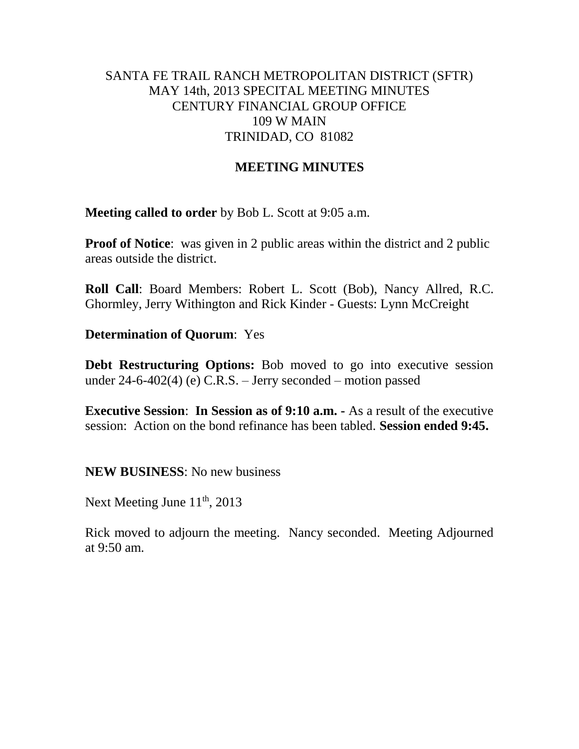SANTA FE TRAIL RANCH METROPOLITAN DISTRICT (SFTR)
MAY 14th, 2013 SPECITAL MEETING MINUTES
CENTURY FINANCIAL GROUP OFFICE
109 W MAIN
TRINIDAD, CO 81082

## MEETING MINUTES

**Meeting called to order** by Bob L. Scott at 9:05 a.m.

**Proof of Notice**: was given in 2 public areas within the district and 2 public areas outside the district.

**Roll Call**: Board Members: Robert L. Scott (Bob), Nancy Allred, R.C. Ghormley, Jerry Withington and Rick Kinder - Guests: Lynn McCreight

**Determination of Quorum**: Yes

**Debt Restructuring Options:** Bob moved to go into executive session under 24-6-402(4) (e) C.R.S. – Jerry seconded – motion passed

**Executive Session**: **In Session as of 9:10 a.m. -** As a result of the executive session: Action on the bond refinance has been tabled. **Session ended 9:45.**

**NEW BUSINESS**: No new business

Next Meeting June 11th, 2013

Rick moved to adjourn the meeting. Nancy seconded. Meeting Adjourned at 9:50 am.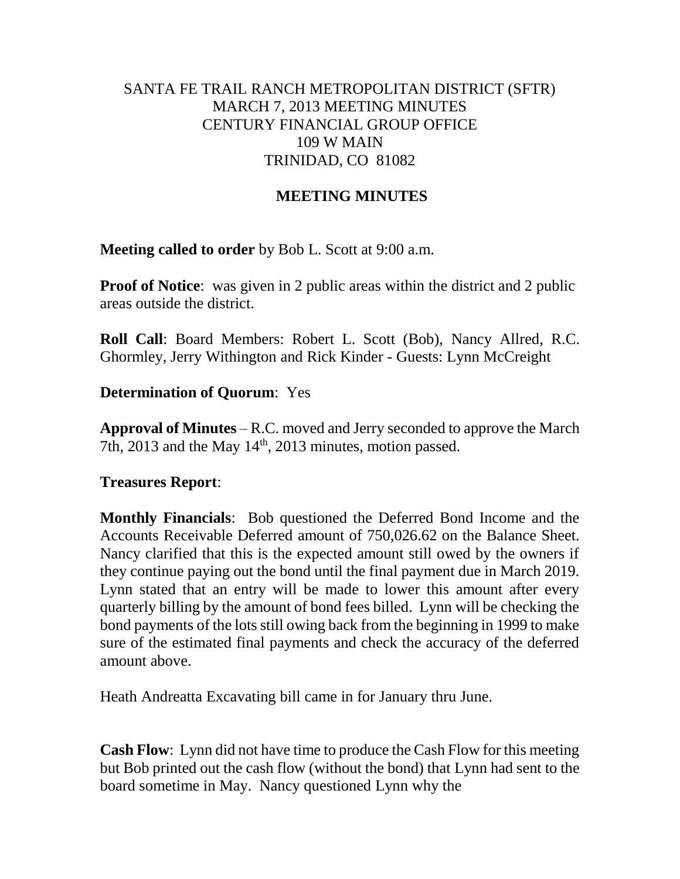SANTA FE TRAIL RANCH METROPOLITAN DISTRICT (SFTR)
MARCH 7, 2013 MEETING MINUTES
CENTURY FINANCIAL GROUP OFFICE
109 W MAIN
TRINIDAD, CO 81082

## MEETING MINUTES

**Meeting called to order** by Bob L. Scott at 9:00 a.m.

**Proof of Notice**: was given in 2 public areas within the district and 2 public areas outside the district.

**Roll Call**: Board Members: Robert L. Scott (Bob), Nancy Allred, R.C. Ghormley, Jerry Withington and Rick Kinder - Guests: Lynn McCreight

**Determination of Quorum**: Yes

**Approval of Minutes** – R.C. moved and Jerry seconded to approve the March 7th, 2013 and the May 14th, 2013 minutes, motion passed.

**Treasures Report**:

**Monthly Financials**: Bob questioned the Deferred Bond Income and the Accounts Receivable Deferred amount of 750,026.62 on the Balance Sheet. Nancy clarified that this is the expected amount still owed by the owners if they continue paying out the bond until the final payment due in March 2019. Lynn stated that an entry will be made to lower this amount after every quarterly billing by the amount of bond fees billed. Lynn will be checking the bond payments of the lots still owing back from the beginning in 1999 to make sure of the estimated final payments and check the accuracy of the deferred amount above.

Heath Andreatta Excavating bill came in for January thru June.

**Cash Flow**: Lynn did not have time to produce the Cash Flow for this meeting but Bob printed out the cash flow (without the bond) that Lynn had sent to the board sometime in May. Nancy questioned Lynn why the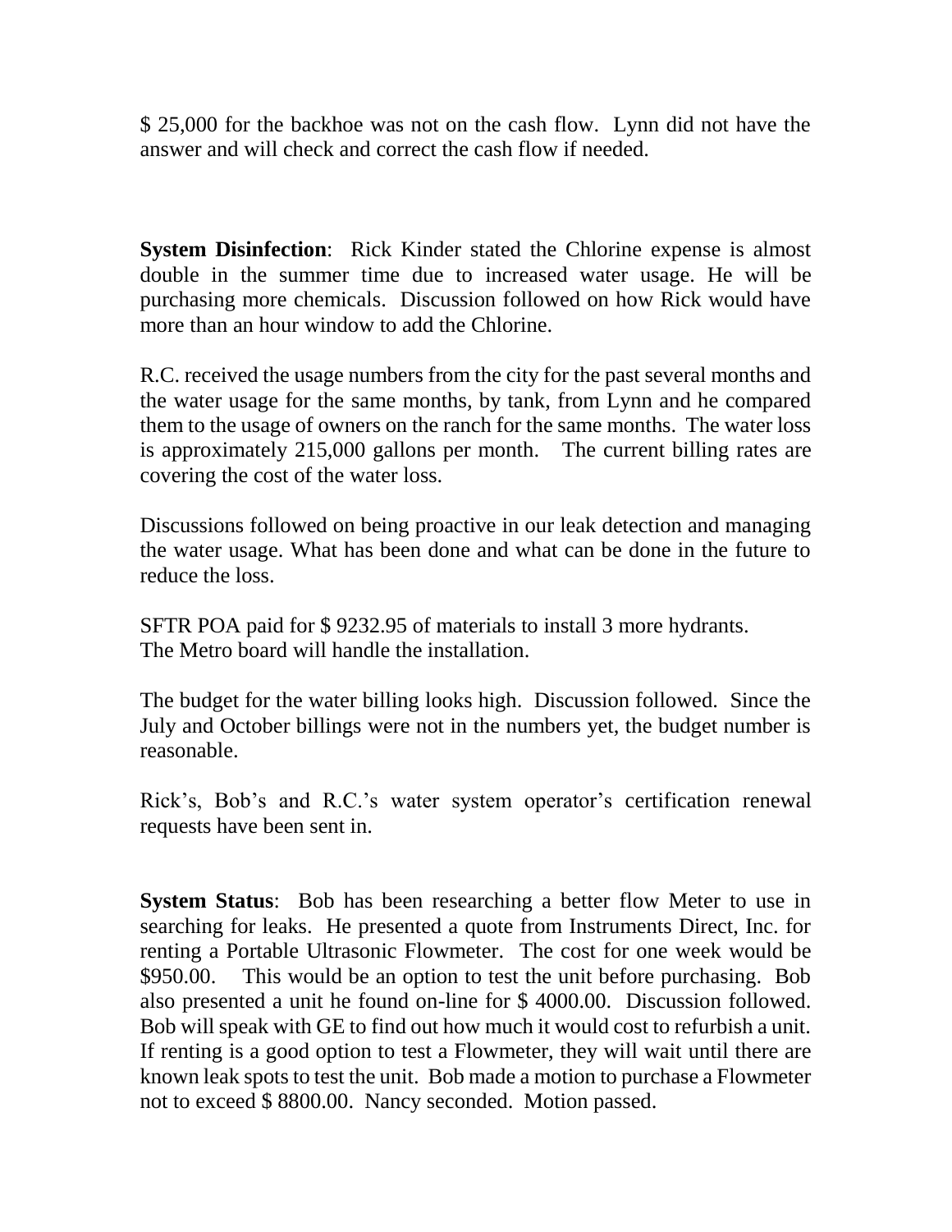$ 25,000 for the backhoe was not on the cash flow. Lynn did not have the answer and will check and correct the cash flow if needed.

**System Disinfection**: Rick Kinder stated the Chlorine expense is almost double in the summer time due to increased water usage. He will be purchasing more chemicals. Discussion followed on how Rick would have more than an hour window to add the Chlorine.

R.C. received the usage numbers from the city for the past several months and the water usage for the same months, by tank, from Lynn and he compared them to the usage of owners on the ranch for the same months. The water loss is approximately 215,000 gallons per month. The current billing rates are covering the cost of the water loss.

Discussions followed on being proactive in our leak detection and managing the water usage. What has been done and what can be done in the future to reduce the loss.

SFTR POA paid for $ 9232.95 of materials to install 3 more hydrants.
The Metro board will handle the installation.

The budget for the water billing looks high. Discussion followed. Since the July and October billings were not in the numbers yet, the budget number is reasonable.

Rick's, Bob's and R.C.'s water system operator's certification renewal requests have been sent in.

**System Status**: Bob has been researching a better flow Meter to use in searching for leaks. He presented a quote from Instruments Direct, Inc. for renting a Portable Ultrasonic Flowmeter. The cost for one week would be $950.00. This would be an option to test the unit before purchasing. Bob also presented a unit he found on-line for $ 4000.00. Discussion followed. Bob will speak with GE to find out how much it would cost to refurbish a unit. If renting is a good option to test a Flowmeter, they will wait until there are known leak spots to test the unit. Bob made a motion to purchase a Flowmeter not to exceed $ 8800.00. Nancy seconded. Motion passed.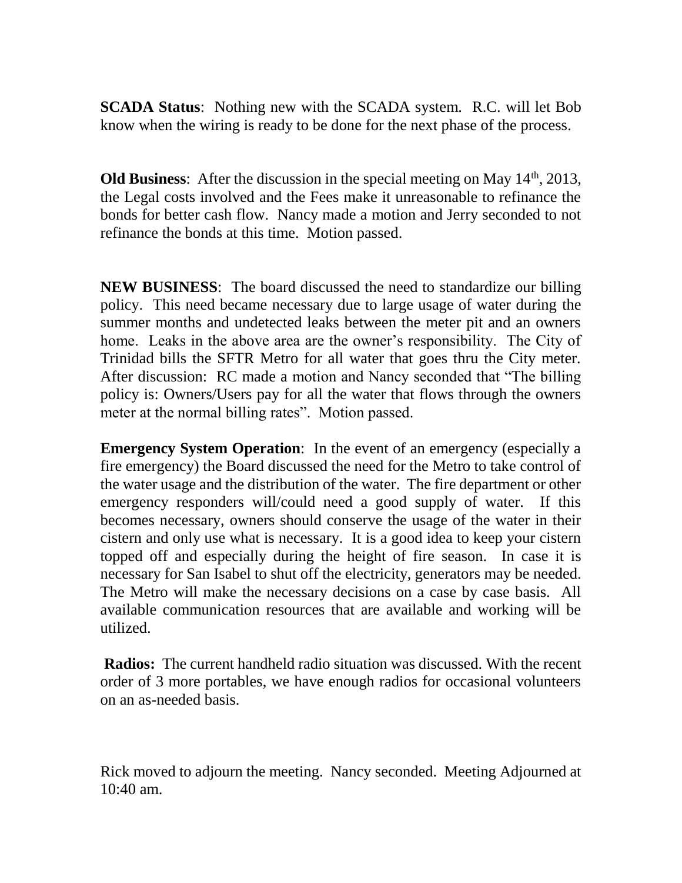**SCADA Status**: Nothing new with the SCADA system. R.C. will let Bob know when the wiring is ready to be done for the next phase of the process.

**Old Business**: After the discussion in the special meeting on May 14th, 2013, the Legal costs involved and the Fees make it unreasonable to refinance the bonds for better cash flow. Nancy made a motion and Jerry seconded to not refinance the bonds at this time. Motion passed.

**NEW BUSINESS**: The board discussed the need to standardize our billing policy. This need became necessary due to large usage of water during the summer months and undetected leaks between the meter pit and an owners home. Leaks in the above area are the owner's responsibility. The City of Trinidad bills the SFTR Metro for all water that goes thru the City meter. After discussion: RC made a motion and Nancy seconded that "The billing policy is: Owners/Users pay for all the water that flows through the owners meter at the normal billing rates". Motion passed.

**Emergency System Operation**: In the event of an emergency (especially a fire emergency) the Board discussed the need for the Metro to take control of the water usage and the distribution of the water. The fire department or other emergency responders will/could need a good supply of water. If this becomes necessary, owners should conserve the usage of the water in their cistern and only use what is necessary. It is a good idea to keep your cistern topped off and especially during the height of fire season. In case it is necessary for San Isabel to shut off the electricity, generators may be needed. The Metro will make the necessary decisions on a case by case basis. All available communication resources that are available and working will be utilized.

**Radios:** The current handheld radio situation was discussed. With the recent order of 3 more portables, we have enough radios for occasional volunteers on an as-needed basis.

Rick moved to adjourn the meeting. Nancy seconded. Meeting Adjourned at 10:40 am.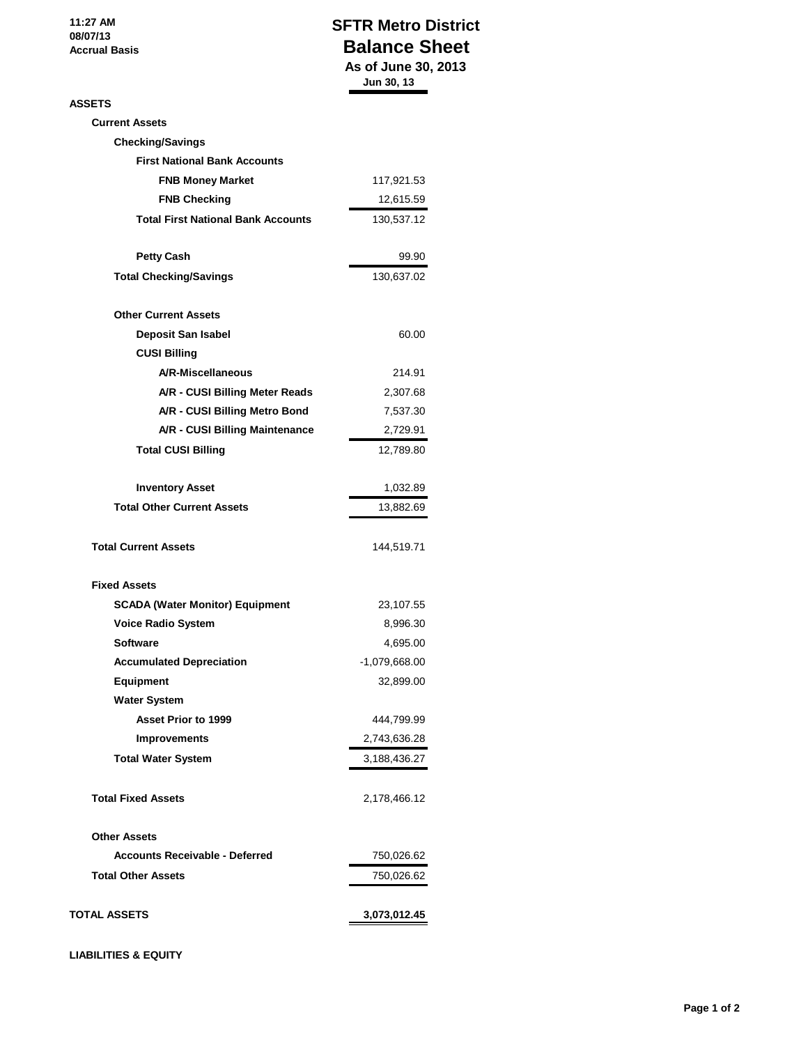11:27 AM
08/07/13
Accrual Basis

# SFTR Metro District
## Balance Sheet
### As of June 30, 2013

| | Jun 30, 13 |
|---|---|
| **ASSETS** | |
| **Current Assets** | |
| **Checking/Savings** | |
| **First National Bank Accounts** | |
| **FNB Money Market** | 117,921.53 |
| **FNB Checking** | 12,615.59 |
| **Total First National Bank Accounts** | 130,537.12 |
| | |
| **Petty Cash** | 99.90 |
| **Total Checking/Savings** | 130,637.02 |
| | |
| **Other Current Assets** | |
| **Deposit San Isabel** | 60.00 |
| **CUSI Billing** | |
| **A/R-Miscellaneous** | 214.91 |
| **A/R - CUSI Billing Meter Reads** | 2,307.68 |
| **A/R - CUSI Billing Metro Bond** | 7,537.30 |
| **A/R - CUSI Billing Maintenance** | 2,729.91 |
| **Total CUSI Billing** | 12,789.80 |
| | |
| **Inventory Asset** | 1,032.89 |
| **Total Other Current Assets** | 13,882.69 |
| | |
| **Total Current Assets** | 144,519.71 |
| | |
| **Fixed Assets** | |
| **SCADA (Water Monitor) Equipment** | 23,107.55 |
| **Voice Radio System** | 8,996.30 |
| **Software** | 4,695.00 |
| **Accumulated Depreciation** | -1,079,668.00 |
| **Equipment** | 32,899.00 |
| **Water System** | |
| **Asset Prior to 1999** | 444,799.99 |
| **Improvements** | 2,743,636.28 |
| **Total Water System** | 3,188,436.27 |
| | |
| **Total Fixed Assets** | 2,178,466.12 |
| | |
| **Other Assets** | |
| **Accounts Receivable - Deferred** | 750,026.62 |
| **Total Other Assets** | 750,026.62 |
| | |
| **TOTAL ASSETS** | **3,073,012.45** |
| | |
| **LIABILITIES & EQUITY** | |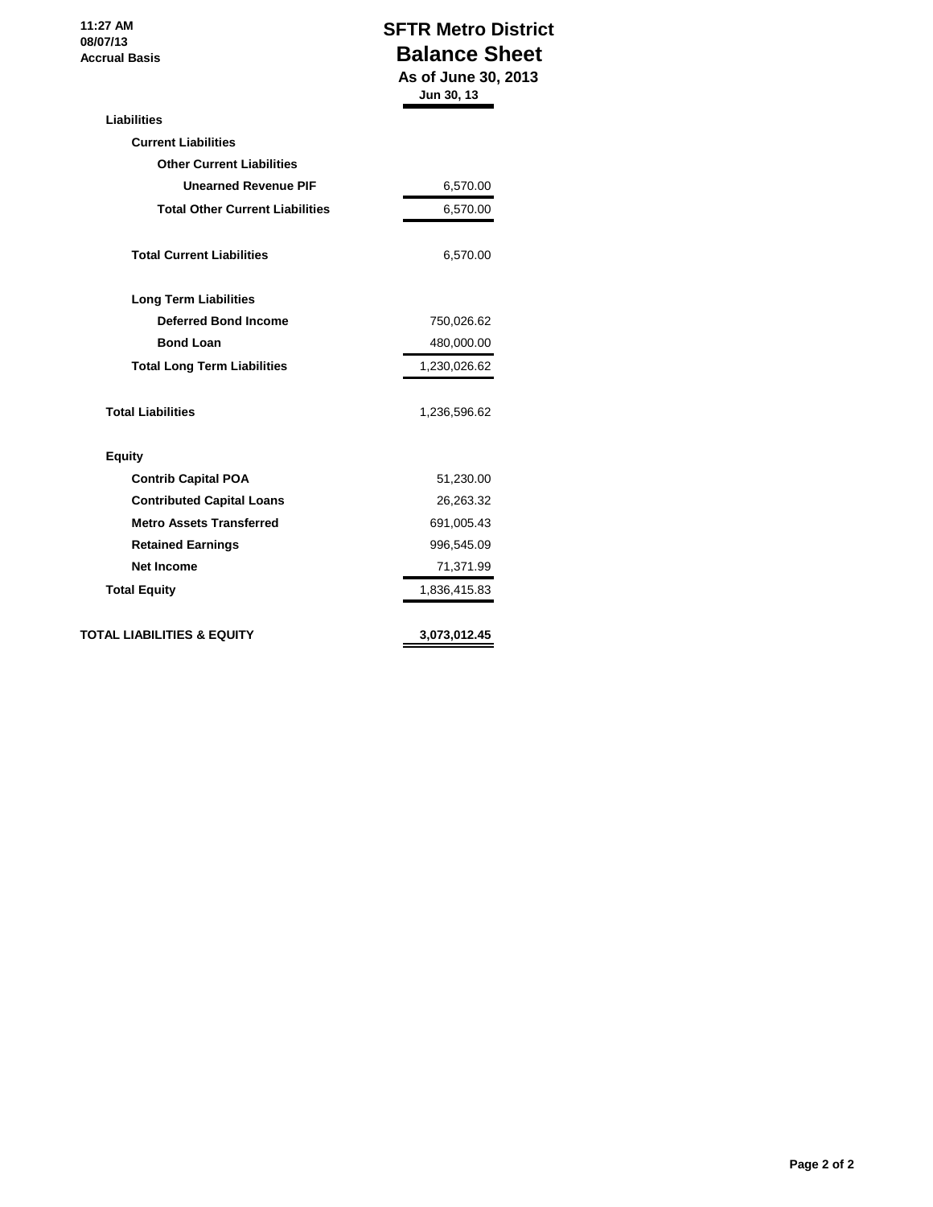11:27 AM
08/07/13
Accrual Basis

# SFTR Metro District
## Balance Sheet
### As of June 30, 2013

| | Jun 30, 13 |
|---|---|
| **Liabilities** | |
| **Current Liabilities** | |
| **Other Current Liabilities** | |
| **Unearned Revenue PIF** | 6,570.00 |
| **Total Other Current Liabilities** | 6,570.00 |
| **Total Current Liabilities** | 6,570.00 |
| **Long Term Liabilities** | |
| **Deferred Bond Income** | 750,026.62 |
| **Bond Loan** | 480,000.00 |
| **Total Long Term Liabilities** | 1,230,026.62 |
| **Total Liabilities** | 1,236,596.62 |
| **Equity** | |
| **Contrib Capital POA** | 51,230.00 |
| **Contributed Capital Loans** | 26,263.32 |
| **Metro Assets Transferred** | 691,005.43 |
| **Retained Earnings** | 996,545.09 |
| **Net Income** | 71,371.99 |
| **Total Equity** | 1,836,415.83 |
| **TOTAL LIABILITIES & EQUITY** | **3,073,012.45** |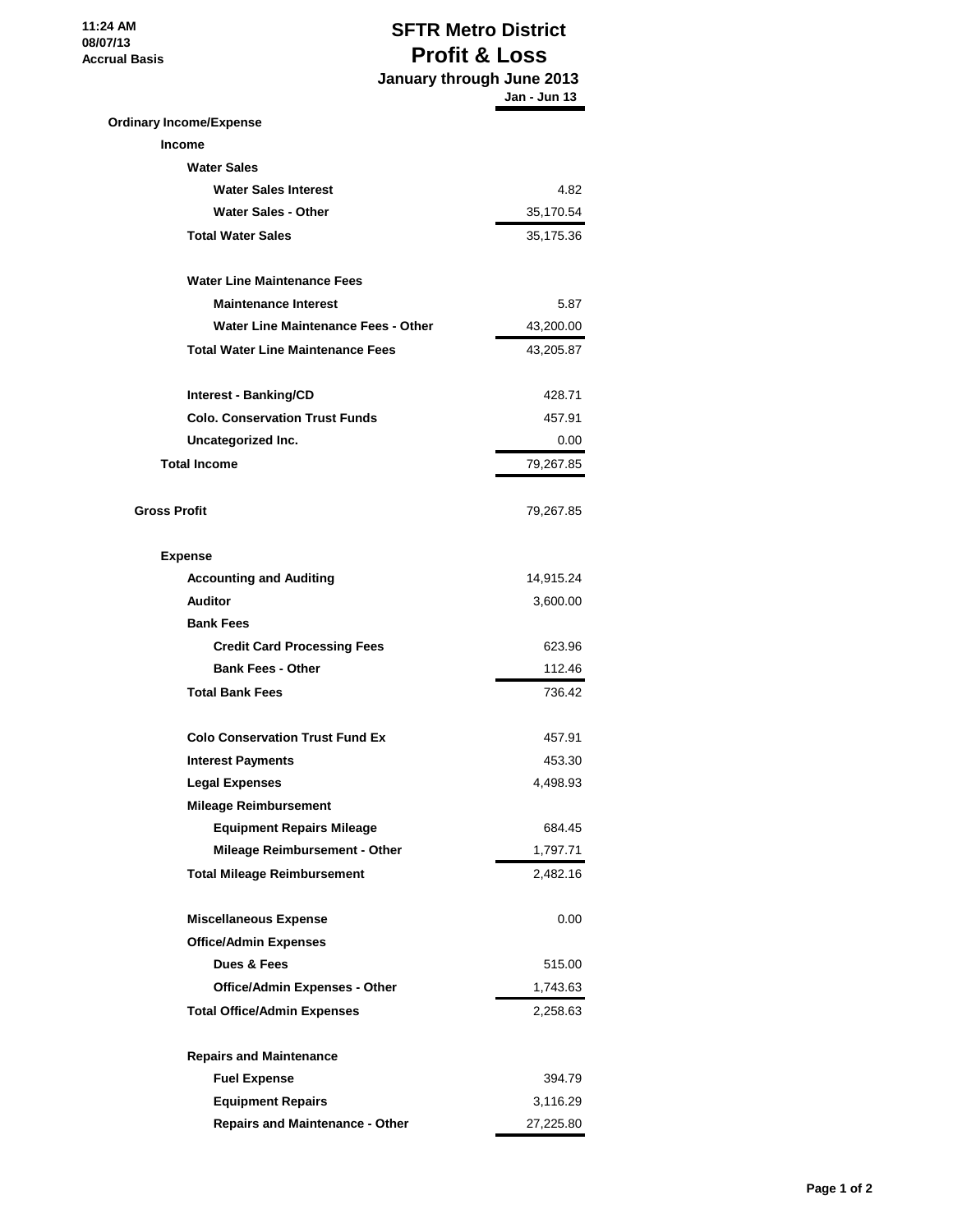11:24 AM
08/07/13
Accrual Basis

# SFTR Metro District
## Profit & Loss
### January through June 2013

| | Jan - Jun 13 |
|---|---|
| **Ordinary Income/Expense** | |
| **Income** | |
| **Water Sales** | |
| **Water Sales Interest** | 4.82 |
| **Water Sales - Other** | 35,170.54 |
| **Total Water Sales** | 35,175.36 |
| | |
| **Water Line Maintenance Fees** | |
| **Maintenance Interest** | 5.87 |
| **Water Line Maintenance Fees - Other** | 43,200.00 |
| **Total Water Line Maintenance Fees** | 43,205.87 |
| | |
| **Interest - Banking/CD** | 428.71 |
| **Colo. Conservation Trust Funds** | 457.91 |
| **Uncategorized Inc.** | 0.00 |
| **Total Income** | 79,267.85 |
| | |
| **Gross Profit** | 79,267.85 |
| | |
| **Expense** | |
| **Accounting and Auditing** | 14,915.24 |
| **Auditor** | 3,600.00 |
| **Bank Fees** | |
| **Credit Card Processing Fees** | 623.96 |
| **Bank Fees - Other** | 112.46 |
| **Total Bank Fees** | 736.42 |
| | |
| **Colo Conservation Trust Fund Ex** | 457.91 |
| **Interest Payments** | 453.30 |
| **Legal Expenses** | 4,498.93 |
| **Mileage Reimbursement** | |
| **Equipment Repairs Mileage** | 684.45 |
| **Mileage Reimbursement - Other** | 1,797.71 |
| **Total Mileage Reimbursement** | 2,482.16 |
| | |
| **Miscellaneous Expense** | 0.00 |
| **Office/Admin Expenses** | |
| **Dues & Fees** | 515.00 |
| **Office/Admin Expenses - Other** | 1,743.63 |
| **Total Office/Admin Expenses** | 2,258.63 |
| | |
| **Repairs and Maintenance** | |
| **Fuel Expense** | 394.79 |
| **Equipment Repairs** | 3,116.29 |
| **Repairs and Maintenance - Other** | 27,225.80 |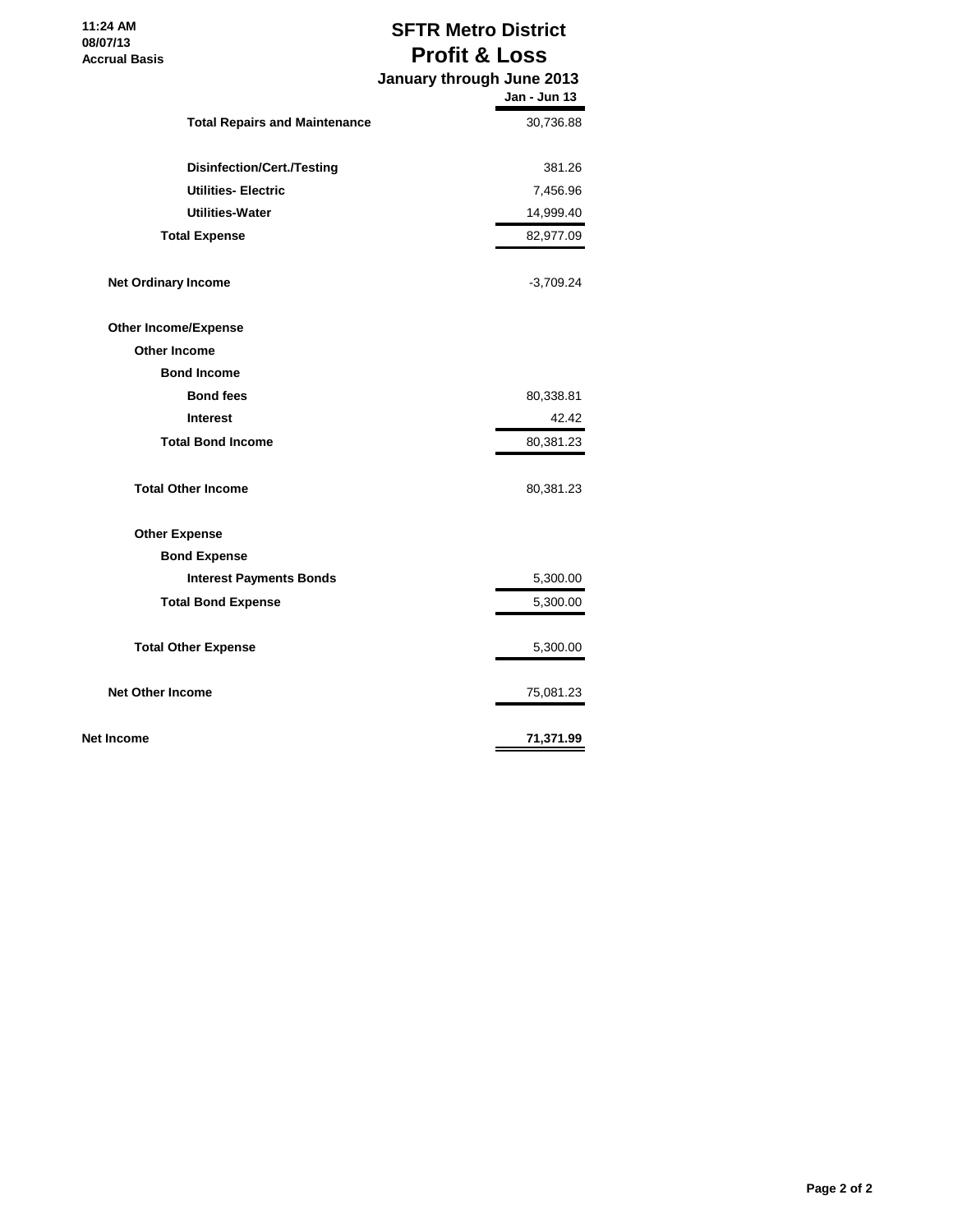11:24 AM
08/07/13
Accrual Basis

# SFTR Metro District
## Profit & Loss
### January through June 2013

| | Jan - Jun 13 |
|---|---|
| **Total Repairs and Maintenance** | 30,736.88 |
| **Disinfection/Cert./Testing** | 381.26 |
| **Utilities- Electric** | 7,456.96 |
| **Utilities-Water** | 14,999.40 |
| **Total Expense** | 82,977.09 |
| **Net Ordinary Income** | -3,709.24 |
| **Other Income/Expense** | |
| **Other Income** | |
| **Bond Income** | |
| **Bond fees** | 80,338.81 |
| **Interest** | 42.42 |
| **Total Bond Income** | 80,381.23 |
| **Total Other Income** | 80,381.23 |
| **Other Expense** | |
| **Bond Expense** | |
| **Interest Payments Bonds** | 5,300.00 |
| **Total Bond Expense** | 5,300.00 |
| **Total Other Expense** | 5,300.00 |
| **Net Other Income** | 75,081.23 |
| **Net Income** | **71,371.99** |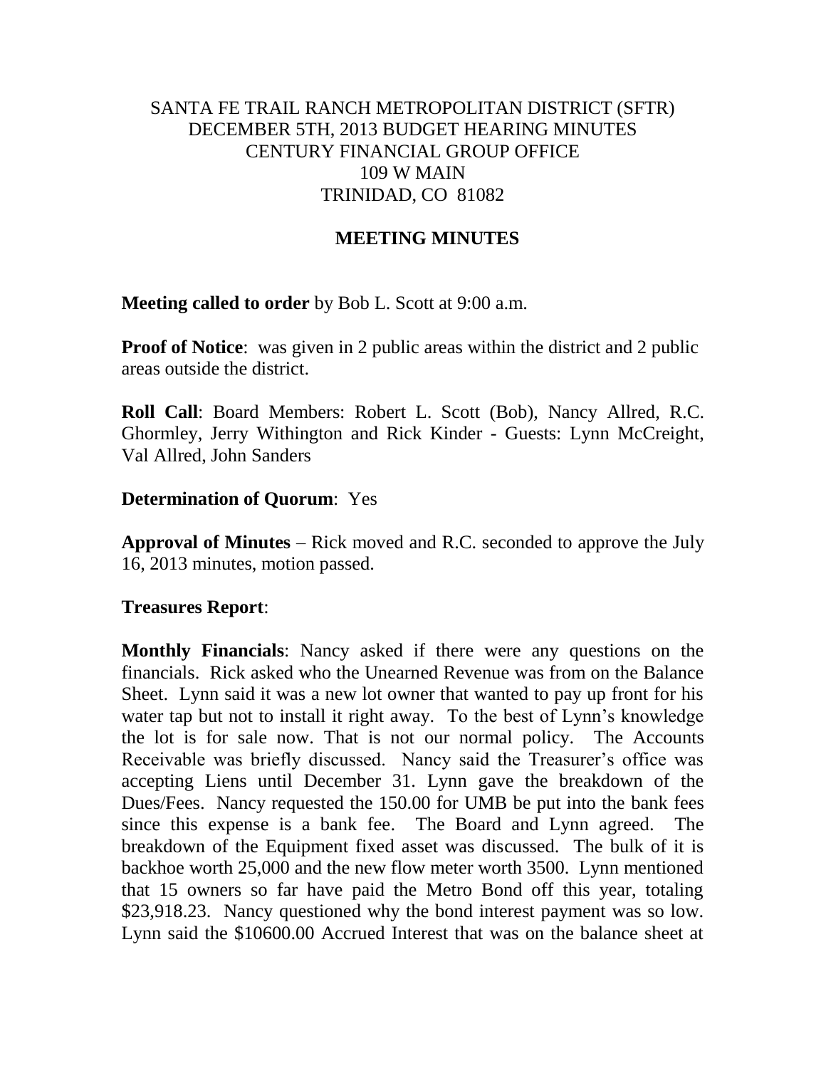SANTA FE TRAIL RANCH METROPOLITAN DISTRICT (SFTR)
DECEMBER 5TH, 2013 BUDGET HEARING MINUTES
CENTURY FINANCIAL GROUP OFFICE
109 W MAIN
TRINIDAD, CO 81082

## MEETING MINUTES

**Meeting called to order** by Bob L. Scott at 9:00 a.m.

**Proof of Notice**: was given in 2 public areas within the district and 2 public areas outside the district.

**Roll Call**: Board Members: Robert L. Scott (Bob), Nancy Allred, R.C. Ghormley, Jerry Withington and Rick Kinder - Guests: Lynn McCreight, Val Allred, John Sanders

**Determination of Quorum**: Yes

**Approval of Minutes** – Rick moved and R.C. seconded to approve the July 16, 2013 minutes, motion passed.

**Treasures Report**:

**Monthly Financials**: Nancy asked if there were any questions on the financials. Rick asked who the Unearned Revenue was from on the Balance Sheet. Lynn said it was a new lot owner that wanted to pay up front for his water tap but not to install it right away. To the best of Lynn's knowledge the lot is for sale now. That is not our normal policy. The Accounts Receivable was briefly discussed. Nancy said the Treasurer's office was accepting Liens until December 31. Lynn gave the breakdown of the Dues/Fees. Nancy requested the 150.00 for UMB be put into the bank fees since this expense is a bank fee. The Board and Lynn agreed. The breakdown of the Equipment fixed asset was discussed. The bulk of it is backhoe worth 25,000 and the new flow meter worth 3500. Lynn mentioned that 15 owners so far have paid the Metro Bond off this year, totaling $23,918.23. Nancy questioned why the bond interest payment was so low. Lynn said the $10600.00 Accrued Interest that was on the balance sheet at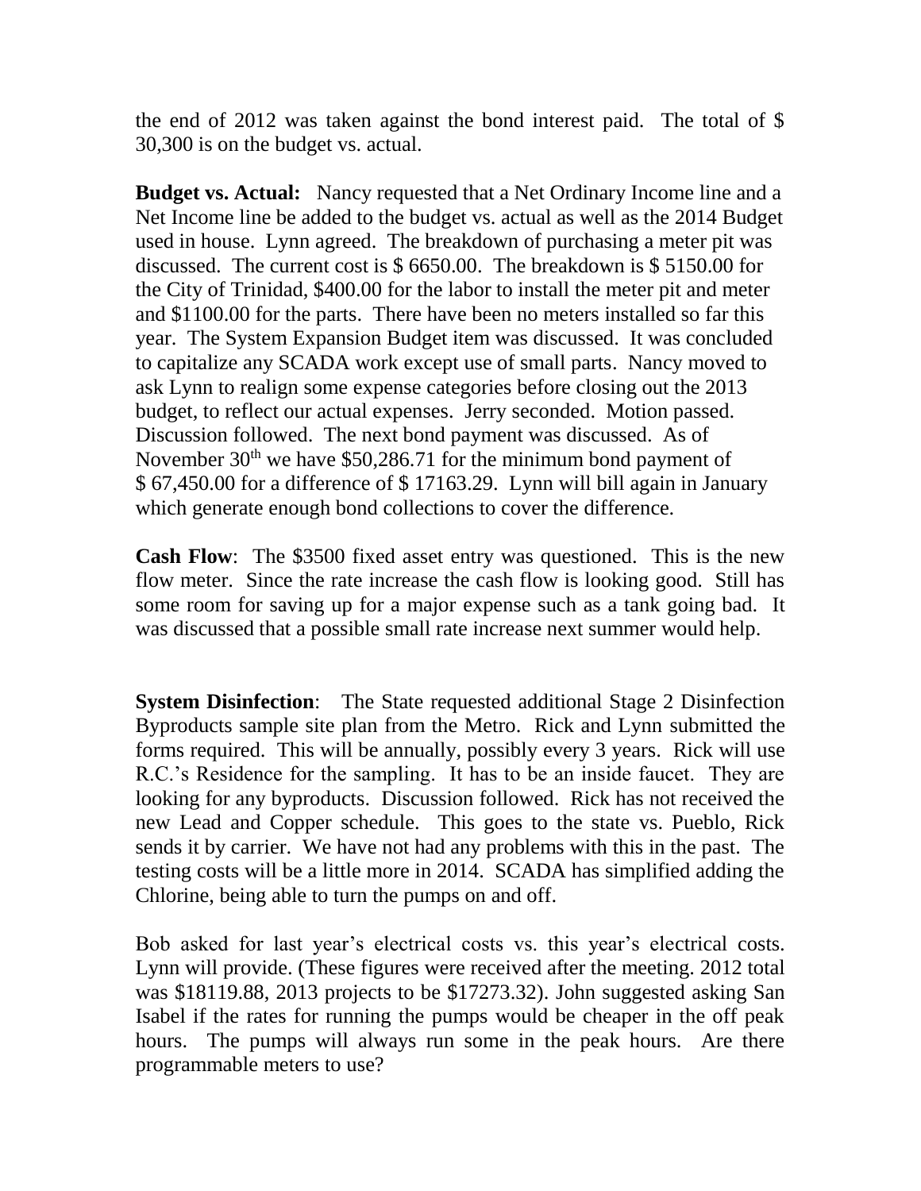the end of 2012 was taken against the bond interest paid. The total of $ 30,300 is on the budget vs. actual.

**Budget vs. Actual:** Nancy requested that a Net Ordinary Income line and a Net Income line be added to the budget vs. actual as well as the 2014 Budget used in house. Lynn agreed. The breakdown of purchasing a meter pit was discussed. The current cost is $ 6650.00. The breakdown is $ 5150.00 for the City of Trinidad, $400.00 for the labor to install the meter pit and meter and $1100.00 for the parts. There have been no meters installed so far this year. The System Expansion Budget item was discussed. It was concluded to capitalize any SCADA work except use of small parts. Nancy moved to ask Lynn to realign some expense categories before closing out the 2013 budget, to reflect our actual expenses. Jerry seconded. Motion passed. Discussion followed. The next bond payment was discussed. As of November 30th we have $50,286.71 for the minimum bond payment of $ 67,450.00 for a difference of $ 17163.29. Lynn will bill again in January which generate enough bond collections to cover the difference.

**Cash Flow**: The $3500 fixed asset entry was questioned. This is the new flow meter. Since the rate increase the cash flow is looking good. Still has some room for saving up for a major expense such as a tank going bad. It was discussed that a possible small rate increase next summer would help.

**System Disinfection**: The State requested additional Stage 2 Disinfection Byproducts sample site plan from the Metro. Rick and Lynn submitted the forms required. This will be annually, possibly every 3 years. Rick will use R.C.'s Residence for the sampling. It has to be an inside faucet. They are looking for any byproducts. Discussion followed. Rick has not received the new Lead and Copper schedule. This goes to the state vs. Pueblo, Rick sends it by carrier. We have not had any problems with this in the past. The testing costs will be a little more in 2014. SCADA has simplified adding the Chlorine, being able to turn the pumps on and off.

Bob asked for last year's electrical costs vs. this year's electrical costs. Lynn will provide. (These figures were received after the meeting. 2012 total was $18119.88, 2013 projects to be $17273.32). John suggested asking San Isabel if the rates for running the pumps would be cheaper in the off peak hours. The pumps will always run some in the peak hours. Are there programmable meters to use?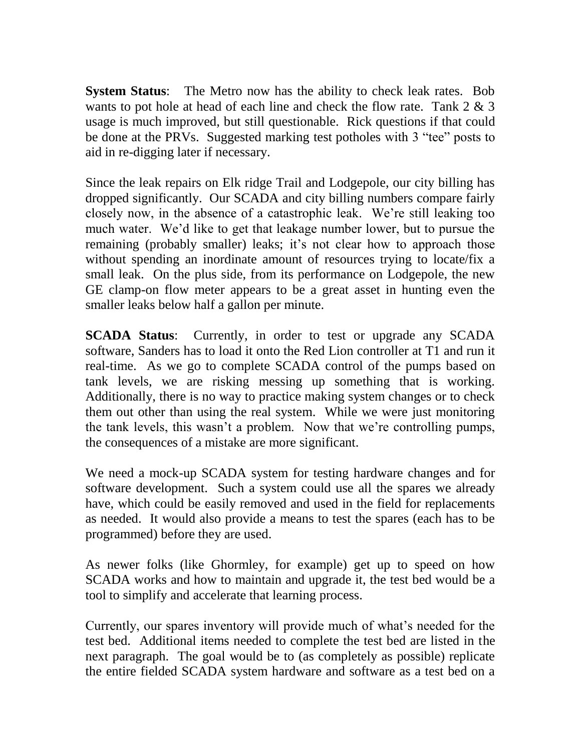**System Status**: The Metro now has the ability to check leak rates. Bob wants to pot hole at head of each line and check the flow rate. Tank 2 & 3 usage is much improved, but still questionable. Rick questions if that could be done at the PRVs. Suggested marking test potholes with 3 “tee” posts to aid in re-digging later if necessary.

Since the leak repairs on Elk ridge Trail and Lodgepole, our city billing has dropped significantly. Our SCADA and city billing numbers compare fairly closely now, in the absence of a catastrophic leak. We’re still leaking too much water. We’d like to get that leakage number lower, but to pursue the remaining (probably smaller) leaks; it’s not clear how to approach those without spending an inordinate amount of resources trying to locate/fix a small leak. On the plus side, from its performance on Lodgepole, the new GE clamp-on flow meter appears to be a great asset in hunting even the smaller leaks below half a gallon per minute.

**SCADA Status**: Currently, in order to test or upgrade any SCADA software, Sanders has to load it onto the Red Lion controller at T1 and run it real-time. As we go to complete SCADA control of the pumps based on tank levels, we are risking messing up something that is working. Additionally, there is no way to practice making system changes or to check them out other than using the real system. While we were just monitoring the tank levels, this wasn’t a problem. Now that we’re controlling pumps, the consequences of a mistake are more significant.

We need a mock-up SCADA system for testing hardware changes and for software development. Such a system could use all the spares we already have, which could be easily removed and used in the field for replacements as needed. It would also provide a means to test the spares (each has to be programmed) before they are used.

As newer folks (like Ghormley, for example) get up to speed on how SCADA works and how to maintain and upgrade it, the test bed would be a tool to simplify and accelerate that learning process.

Currently, our spares inventory will provide much of what’s needed for the test bed. Additional items needed to complete the test bed are listed in the next paragraph. The goal would be to (as completely as possible) replicate the entire fielded SCADA system hardware and software as a test bed on a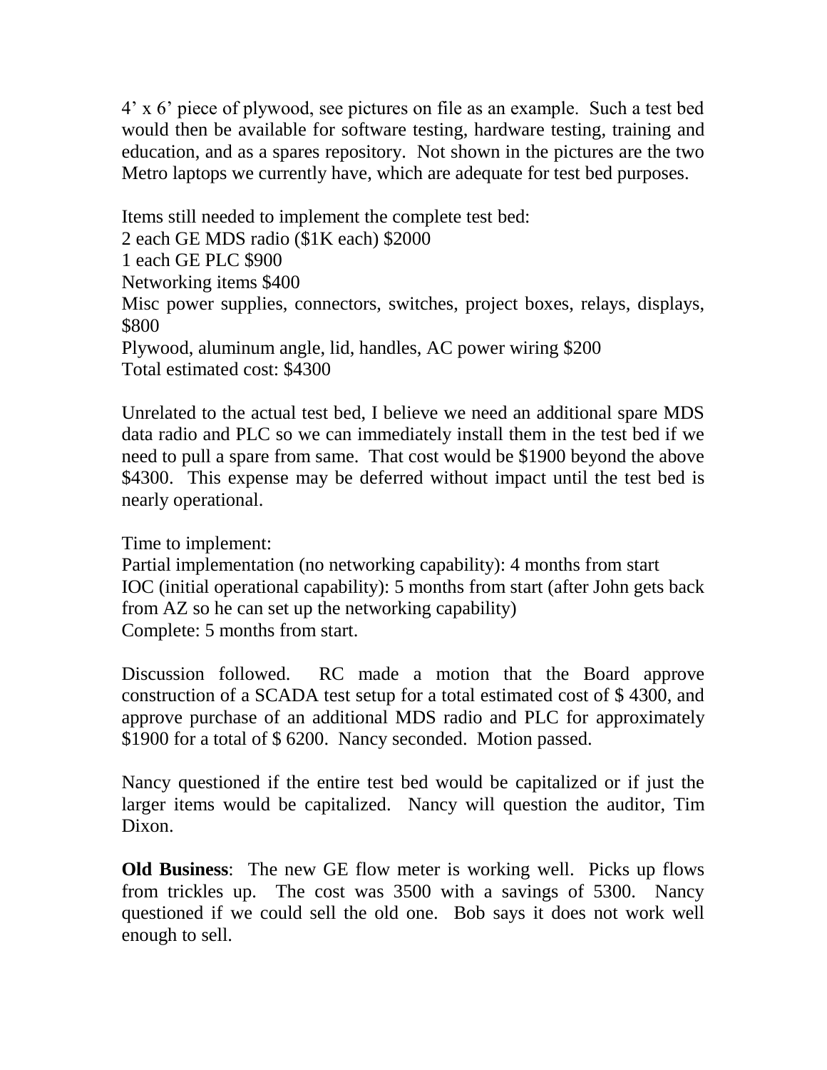4’ x 6’ piece of plywood, see pictures on file as an example. Such a test bed would then be available for software testing, hardware testing, training and education, and as a spares repository. Not shown in the pictures are the two Metro laptops we currently have, which are adequate for test bed purposes.

Items still needed to implement the complete test bed:
2 each GE MDS radio ($1K each) $2000
1 each GE PLC $900
Networking items $400
Misc power supplies, connectors, switches, project boxes, relays, displays, $800
Plywood, aluminum angle, lid, handles, AC power wiring $200
Total estimated cost: $4300

Unrelated to the actual test bed, I believe we need an additional spare MDS data radio and PLC so we can immediately install them in the test bed if we need to pull a spare from same. That cost would be $1900 beyond the above $4300. This expense may be deferred without impact until the test bed is nearly operational.

Time to implement:
Partial implementation (no networking capability): 4 months from start
IOC (initial operational capability): 5 months from start (after John gets back from AZ so he can set up the networking capability)
Complete: 5 months from start.

Discussion followed. RC made a motion that the Board approve construction of a SCADA test setup for a total estimated cost of $ 4300, and approve purchase of an additional MDS radio and PLC for approximately $1900 for a total of $ 6200. Nancy seconded. Motion passed.

Nancy questioned if the entire test bed would be capitalized or if just the larger items would be capitalized. Nancy will question the auditor, Tim Dixon.

**Old Business**: The new GE flow meter is working well. Picks up flows from trickles up. The cost was 3500 with a savings of 5300. Nancy questioned if we could sell the old one. Bob says it does not work well enough to sell.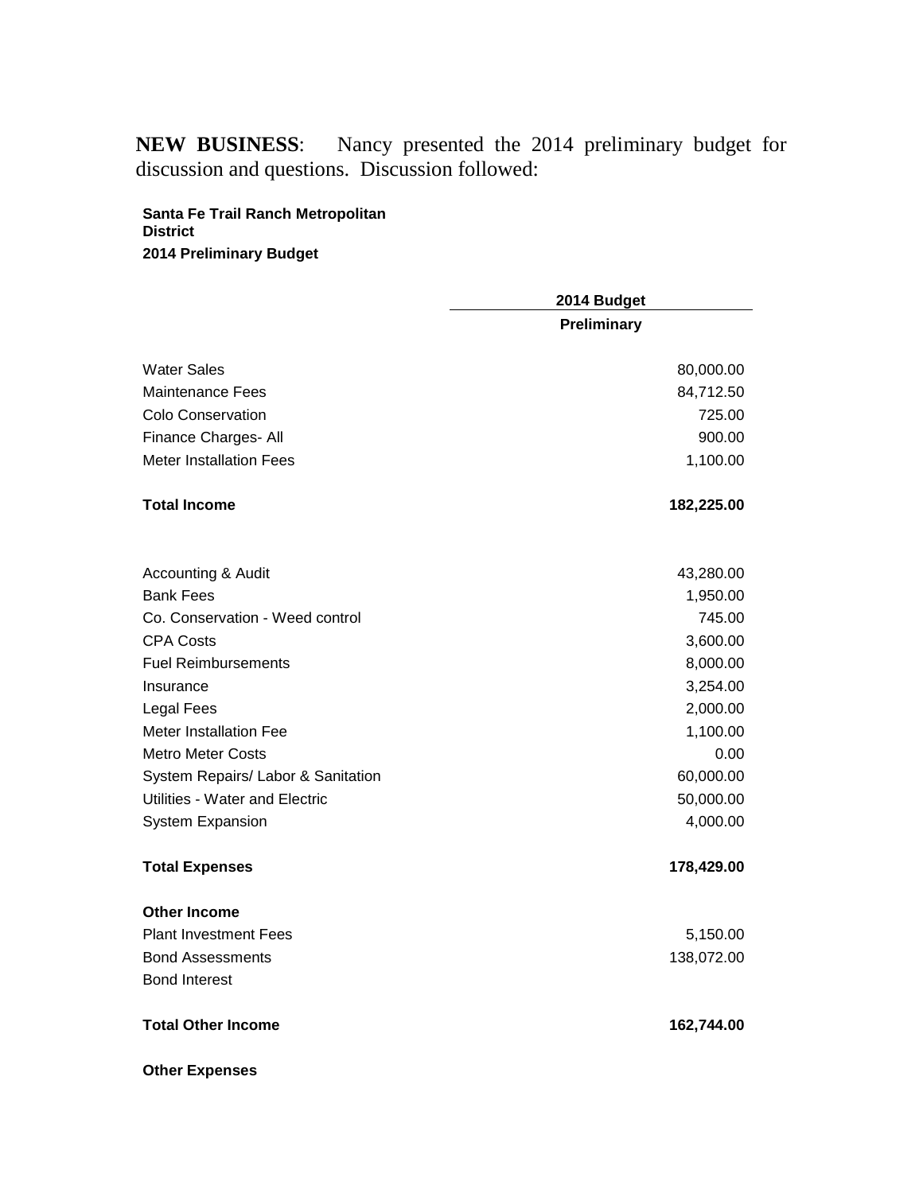**NEW BUSINESS**: Nancy presented the 2014 preliminary budget for discussion and questions. Discussion followed:

**Santa Fe Trail Ranch Metropolitan District**
**2014 Preliminary Budget**

| | 2014 Budget |
|---|---|
| | **Preliminary** |
| Water Sales | 80,000.00 |
| Maintenance Fees | 84,712.50 |
| Colo Conservation | 725.00 |
| Finance Charges- All | 900.00 |
| Meter Installation Fees | 1,100.00 |
| **Total Income** | **182,225.00** |
| | |
| Accounting & Audit | 43,280.00 |
| Bank Fees | 1,950.00 |
| Co. Conservation - Weed control | 745.00 |
| CPA Costs | 3,600.00 |
| Fuel Reimbursements | 8,000.00 |
| Insurance | 3,254.00 |
| Legal Fees | 2,000.00 |
| Meter Installation Fee | 1,100.00 |
| Metro Meter Costs | 0.00 |
| System Repairs/ Labor & Sanitation | 60,000.00 |
| Utilities - Water and Electric | 50,000.00 |
| System Expansion | 4,000.00 |
| **Total Expenses** | **178,429.00** |
| **Other Income** | |
| Plant Investment Fees | 5,150.00 |
| Bond Assessments | 138,072.00 |
| Bond Interest | |
| **Total Other Income** | **162,744.00** |
| **Other Expenses** | |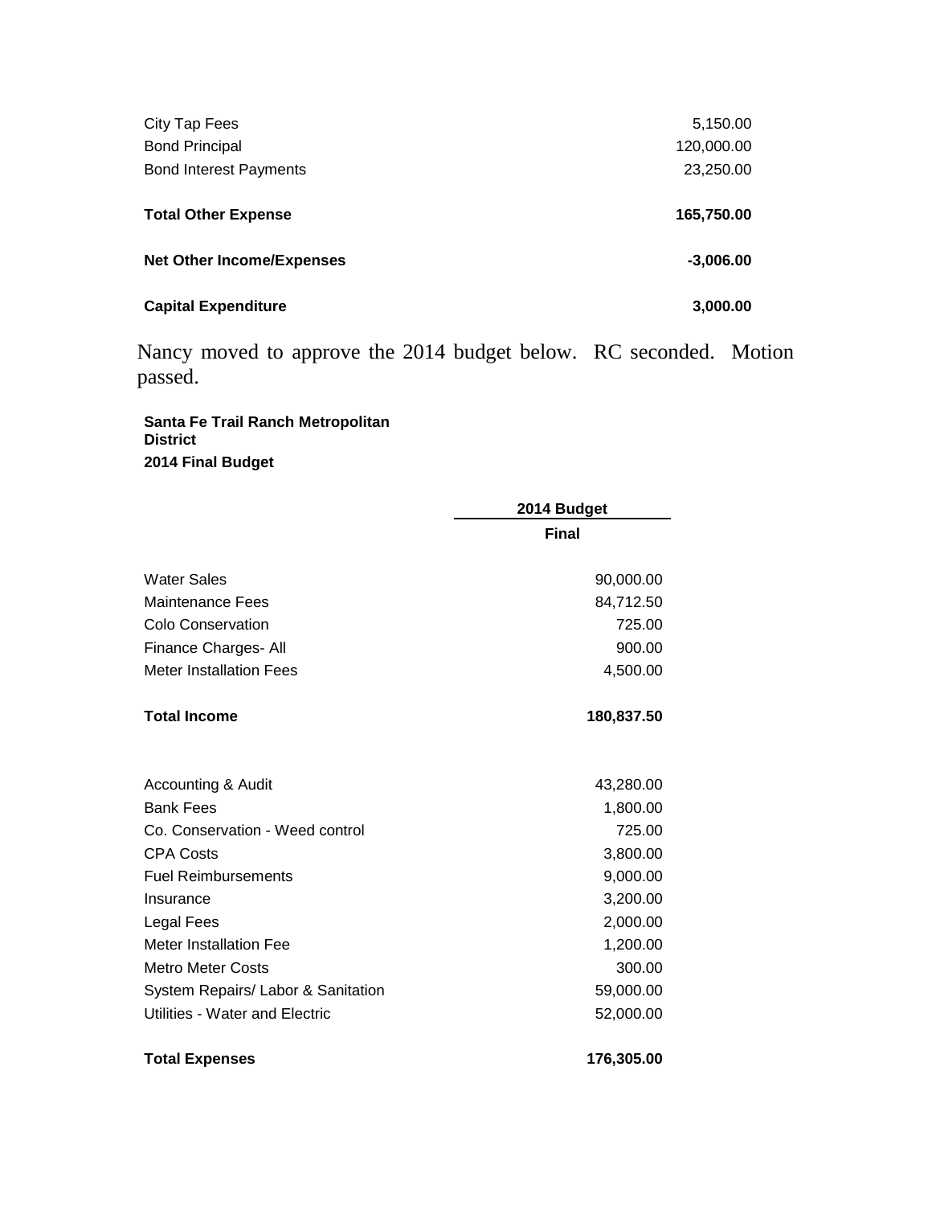| | |
|---|---|
| City Tap Fees | 5,150.00 |
| Bond Principal | 120,000.00 |
| Bond Interest Payments | 23,250.00 |
| **Total Other Expense** | **165,750.00** |
| **Net Other Income/Expenses** | **-3,006.00** |
| **Capital Expenditure** | **3,000.00** |

Nancy moved to approve the 2014 budget below. RC seconded. Motion passed.

**Santa Fe Trail Ranch Metropolitan District**
**2014 Final Budget**

| | 2014 Budget |
|---|---|
| | **Final** |
| Water Sales | 90,000.00 |
| Maintenance Fees | 84,712.50 |
| Colo Conservation | 725.00 |
| Finance Charges- All | 900.00 |
| Meter Installation Fees | 4,500.00 |
| **Total Income** | **180,837.50** |
| Accounting & Audit | 43,280.00 |
| Bank Fees | 1,800.00 |
| Co. Conservation - Weed control | 725.00 |
| CPA Costs | 3,800.00 |
| Fuel Reimbursements | 9,000.00 |
| Insurance | 3,200.00 |
| Legal Fees | 2,000.00 |
| Meter Installation Fee | 1,200.00 |
| Metro Meter Costs | 300.00 |
| System Repairs/ Labor & Sanitation | 59,000.00 |
| Utilities - Water and Electric | 52,000.00 |
| **Total Expenses** | **176,305.00** |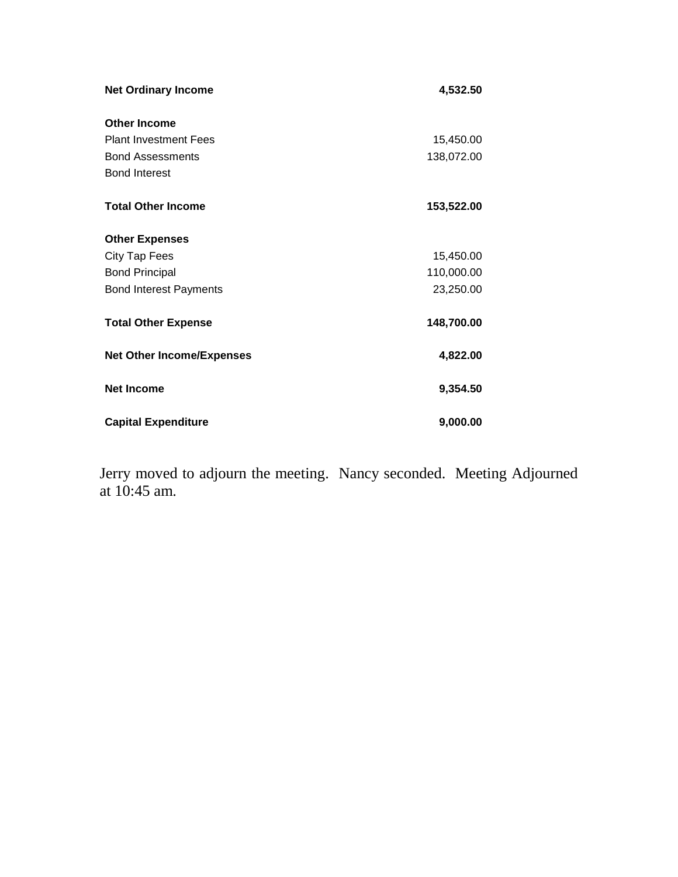| | |
|---|---|
| **Net Ordinary Income** | **4,532.50** |
| **Other Income** | |
| Plant Investment Fees | 15,450.00 |
| Bond Assessments | 138,072.00 |
| Bond Interest | |
| **Total Other Income** | **153,522.00** |
| **Other Expenses** | |
| City Tap Fees | 15,450.00 |
| Bond Principal | 110,000.00 |
| Bond Interest Payments | 23,250.00 |
| **Total Other Expense** | **148,700.00** |
| **Net Other Income/Expenses** | **4,822.00** |
| **Net Income** | **9,354.50** |
| **Capital Expenditure** | **9,000.00** |

Jerry moved to adjourn the meeting. Nancy seconded. Meeting Adjourned at 10:45 am.